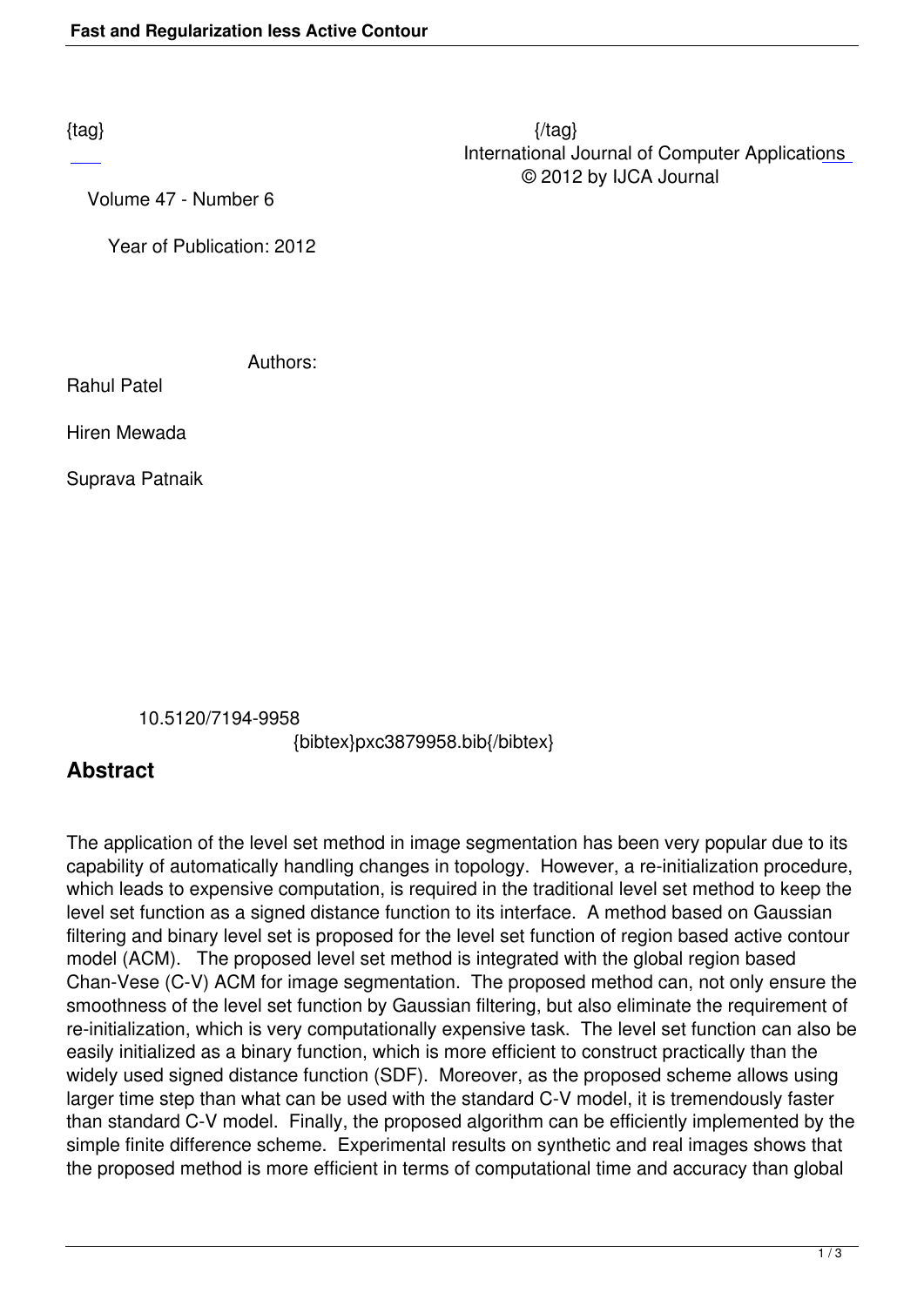{tag} {/tag}

International Journal of Computer Applications

© 2012 by IJCA Journal

Volume 47 - Number 6

Year of Publication: 2012

Authors:

Rahul Patel

Hiren Mewada

Suprava Patnaik

10.5120/7194-9958

{bibtex}pxc3879958.bib{/bibtex}

## Abstract

The application of the level set method in image segmentation has been very popular due to its capability of automatically handling changes in topology. However, a re-initialization procedure, which leads to expensive computation, is required in the traditional level set method to keep the level set function as a signed distance function to its interface. A method based on Gaussian filtering and binary level set is proposed for the level set function of region based active contour model (ACM). The proposed level set method is integrated with the global region based Chan-Vese (C-V) ACM for image segmentation. The proposed method can, not only ensure the smoothness of the level set function by Gaussian filtering, but also eliminate the requirement of re-initialization, which is very computationally expensive task. The level set function can also be easily initialized as a binary function, which is more efficient to construct practically than the widely used signed distance function (SDF). Moreover, as the proposed scheme allows using larger time step than what can be used with the standard C-V model, it is tremendously faster than standard C-V model. Finally, the proposed algorithm can be efficiently implemented by the simple finite difference scheme. Experimental results on synthetic and real images shows that the proposed method is more efficient in terms of computational time and accuracy than global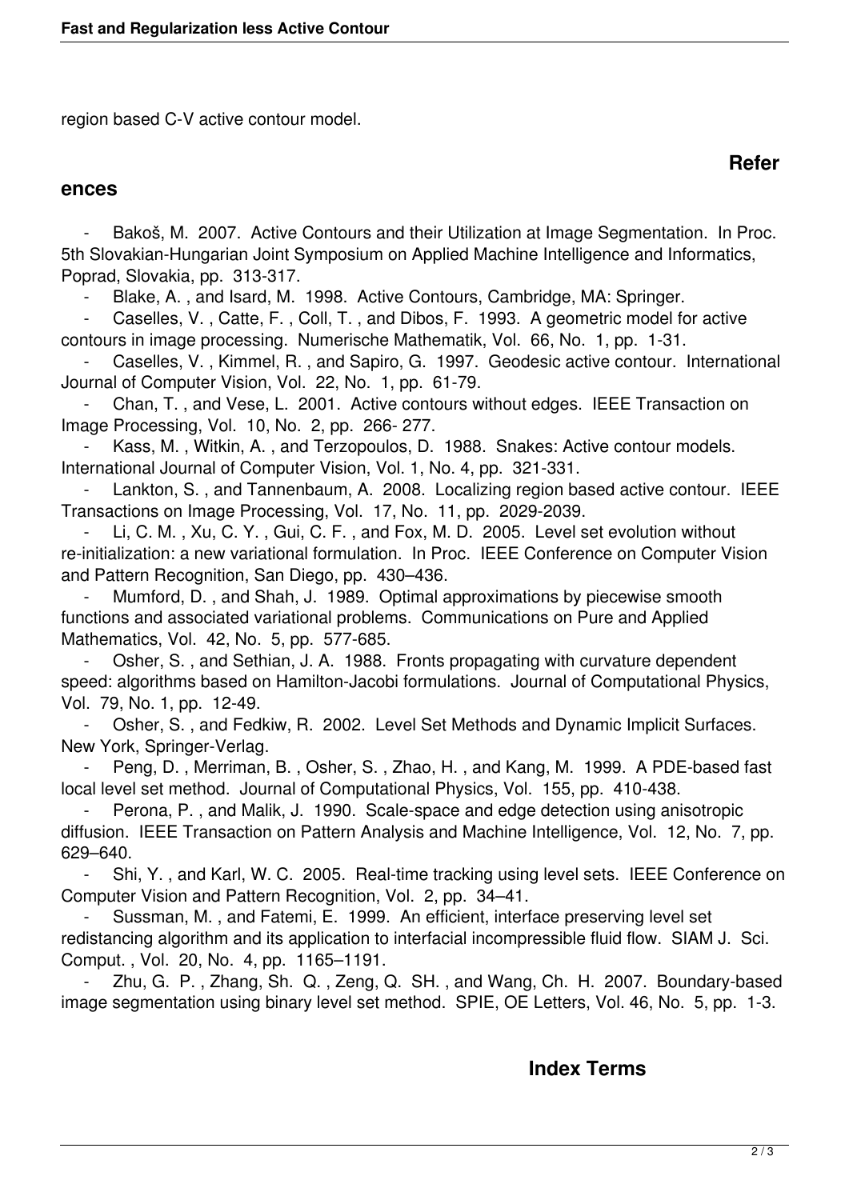region based C-V active contour model.

## References

- Bakoš, M. 2007. Active Contours and their Utilization at Image Segmentation. In Proc. 5th Slovakian-Hungarian Joint Symposium on Applied Machine Intelligence and Informatics, Poprad, Slovakia, pp. 313-317.
- Blake, A. , and Isard, M. 1998. Active Contours, Cambridge, MA: Springer.
- Caselles, V. , Catte, F. , Coll, T. , and Dibos, F. 1993. A geometric model for active contours in image processing. Numerische Mathematik, Vol. 66, No. 1, pp. 1-31.
- Caselles, V. , Kimmel, R. , and Sapiro, G. 1997. Geodesic active contour. International Journal of Computer Vision, Vol. 22, No. 1, pp. 61-79.
- Chan, T. , and Vese, L. 2001. Active contours without edges. IEEE Transaction on Image Processing, Vol. 10, No. 2, pp. 266- 277.
- Kass, M. , Witkin, A. , and Terzopoulos, D. 1988. Snakes: Active contour models. International Journal of Computer Vision, Vol. 1, No. 4, pp. 321-331.
- Lankton, S. , and Tannenbaum, A. 2008. Localizing region based active contour. IEEE Transactions on Image Processing, Vol. 17, No. 11, pp. 2029-2039.
- Li, C. M. , Xu, C. Y. , Gui, C. F. , and Fox, M. D. 2005. Level set evolution without re-initialization: a new variational formulation. In Proc. IEEE Conference on Computer Vision and Pattern Recognition, San Diego, pp. 430–436.
- Mumford, D. , and Shah, J. 1989. Optimal approximations by piecewise smooth functions and associated variational problems. Communications on Pure and Applied Mathematics, Vol. 42, No. 5, pp. 577-685.
- Osher, S. , and Sethian, J. A. 1988. Fronts propagating with curvature dependent speed: algorithms based on Hamilton-Jacobi formulations. Journal of Computational Physics, Vol. 79, No. 1, pp. 12-49.
- Osher, S. , and Fedkiw, R. 2002. Level Set Methods and Dynamic Implicit Surfaces. New York, Springer-Verlag.
- Peng, D. , Merriman, B. , Osher, S. , Zhao, H. , and Kang, M. 1999. A PDE-based fast local level set method. Journal of Computational Physics, Vol. 155, pp. 410-438.
- Perona, P. , and Malik, J. 1990. Scale-space and edge detection using anisotropic diffusion. IEEE Transaction on Pattern Analysis and Machine Intelligence, Vol. 12, No. 7, pp. 629–640.
- Shi, Y. , and Karl, W. C. 2005. Real-time tracking using level sets. IEEE Conference on Computer Vision and Pattern Recognition, Vol. 2, pp. 34–41.
- Sussman, M. , and Fatemi, E. 1999. An efficient, interface preserving level set redistancing algorithm and its application to interfacial incompressible fluid flow. SIAM J. Sci. Comput. , Vol. 20, No. 4, pp. 1165–1191.
- Zhu, G. P. , Zhang, Sh. Q. , Zeng, Q. SH. , and Wang, Ch. H. 2007. Boundary-based image segmentation using binary level set method. SPIE, OE Letters, Vol. 46, No. 5, pp. 1-3.

## Index Terms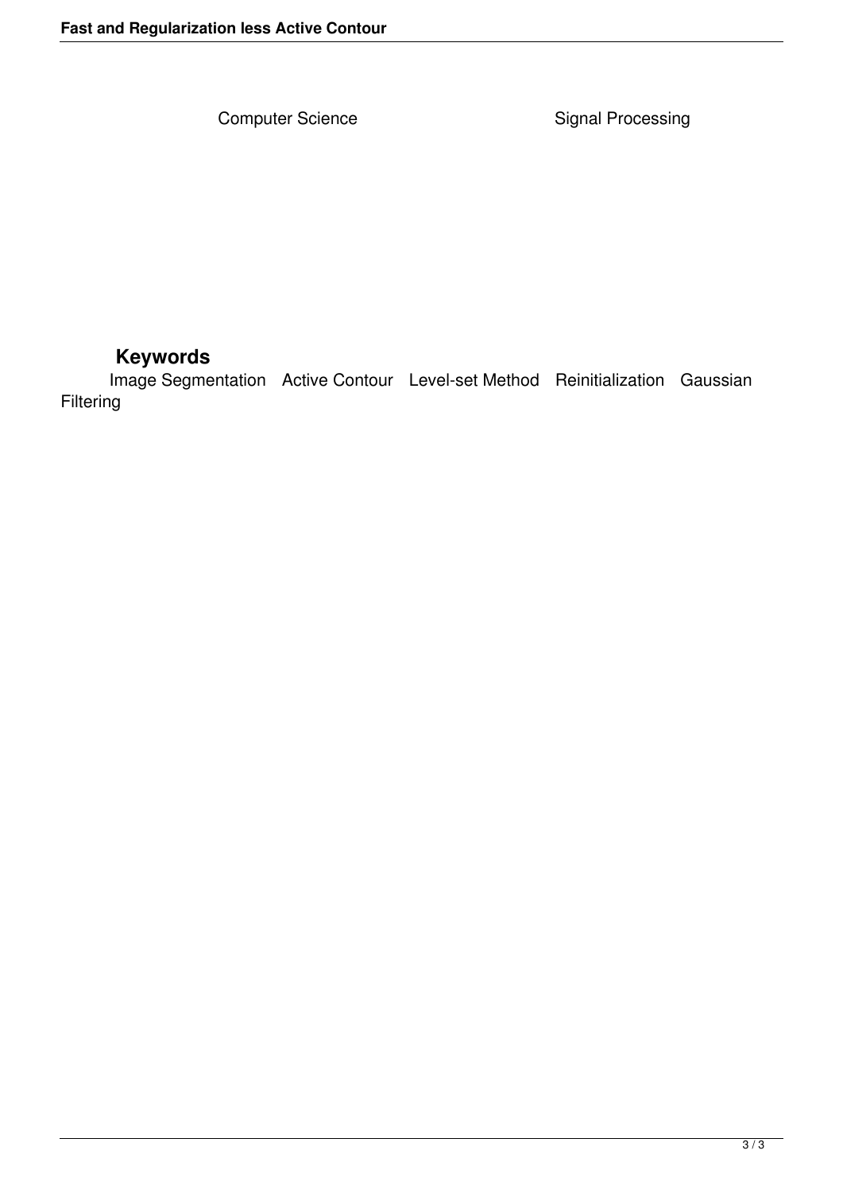Computer Science Signal Processing

## Keywords

Image Segmentation Active Contour Level-set Method Reinitialization Gaussian Filtering